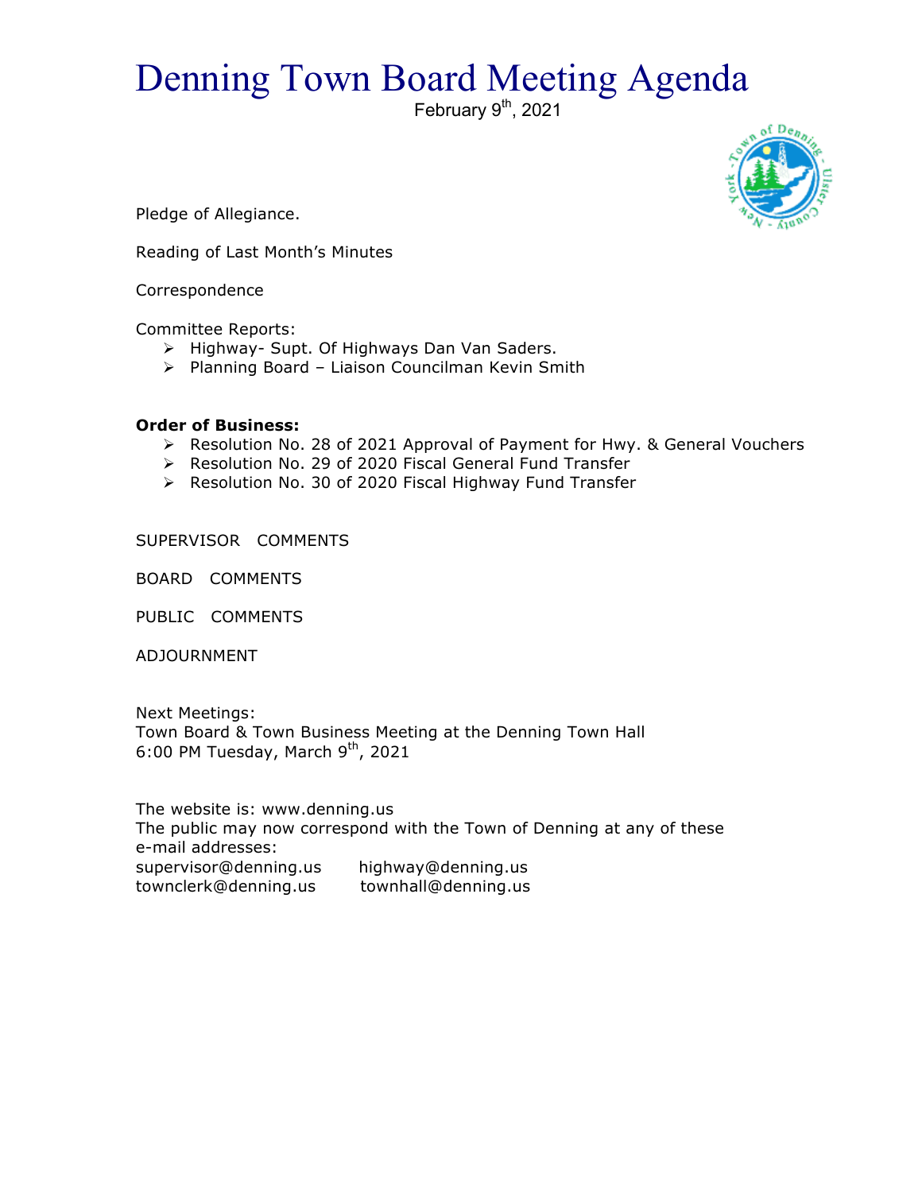# Denning Town Board Meeting Agenda

February 9th, 2021

Pledge of Allegiance.

Reading of Last Month's Minutes

Correspondence

Committee Reports:

- Highway- Supt. Of Highways Dan Van Saders.
- Planning Board – Liaison Councilman Kevin Smith

**Order of Business:**

- Resolution No. 28 of 2021 Approval of Payment for Hwy. & General Vouchers
- Resolution No. 29 of 2020 Fiscal General Fund Transfer
- Resolution No. 30 of 2020 Fiscal Highway Fund Transfer

SUPERVISOR COMMENTS

BOARD COMMENTS

PUBLIC COMMENTS

ADJOURNMENT

Next Meetings:
Town Board & Town Business Meeting at the Denning Town Hall
6:00 PM Tuesday, March 9th, 2021

The website is: www.denning.us
The public may now correspond with the Town of Denning at any of these e-mail addresses:

supervisor@denning.us highway@denning.us
townclerk@denning.us townhall@denning.us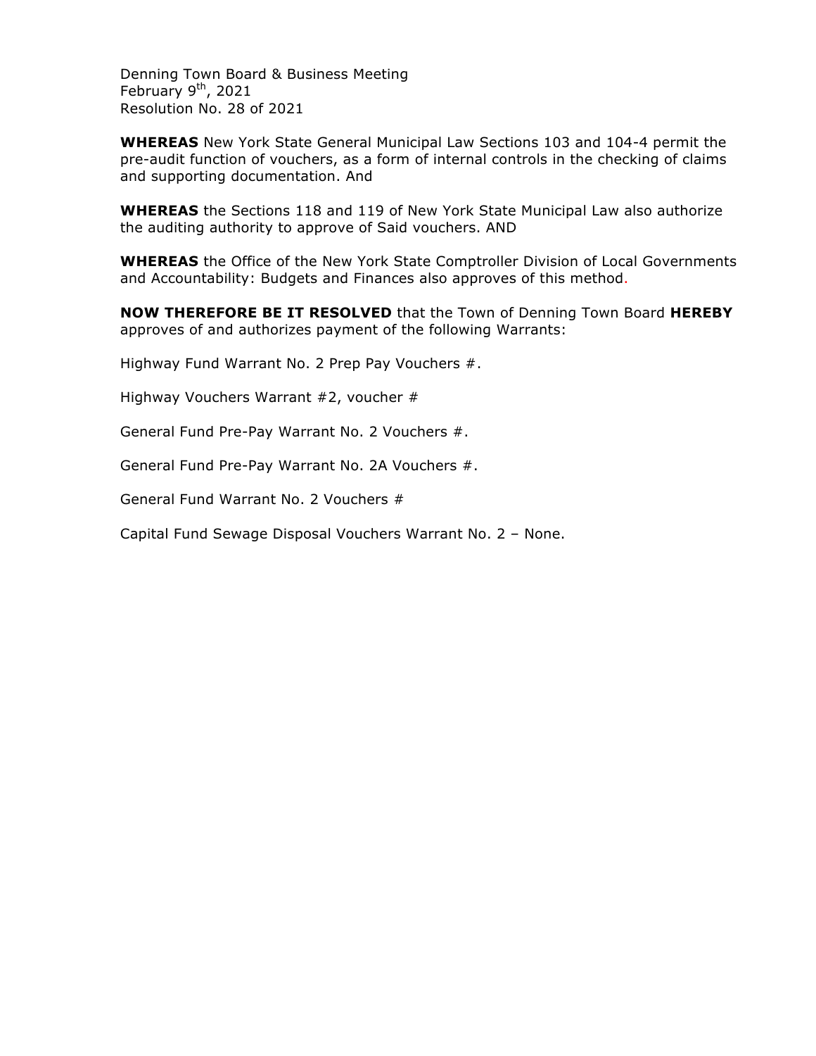Denning Town Board & Business Meeting
February 9th, 2021
Resolution No. 28 of 2021

**WHEREAS** New York State General Municipal Law Sections 103 and 104-4 permit the pre-audit function of vouchers, as a form of internal controls in the checking of claims and supporting documentation. And

**WHEREAS** the Sections 118 and 119 of New York State Municipal Law also authorize the auditing authority to approve of Said vouchers. AND

**WHEREAS** the Office of the New York State Comptroller Division of Local Governments and Accountability: Budgets and Finances also approves of this method.

**NOW THEREFORE BE IT RESOLVED** that the Town of Denning Town Board **HEREBY** approves of and authorizes payment of the following Warrants:

Highway Fund Warrant No. 2 Prep Pay Vouchers #.

Highway Vouchers Warrant #2, voucher #

General Fund Pre-Pay Warrant No. 2 Vouchers #.

General Fund Pre-Pay Warrant No. 2A Vouchers #.

General Fund Warrant No. 2 Vouchers #

Capital Fund Sewage Disposal Vouchers Warrant No. 2 – None.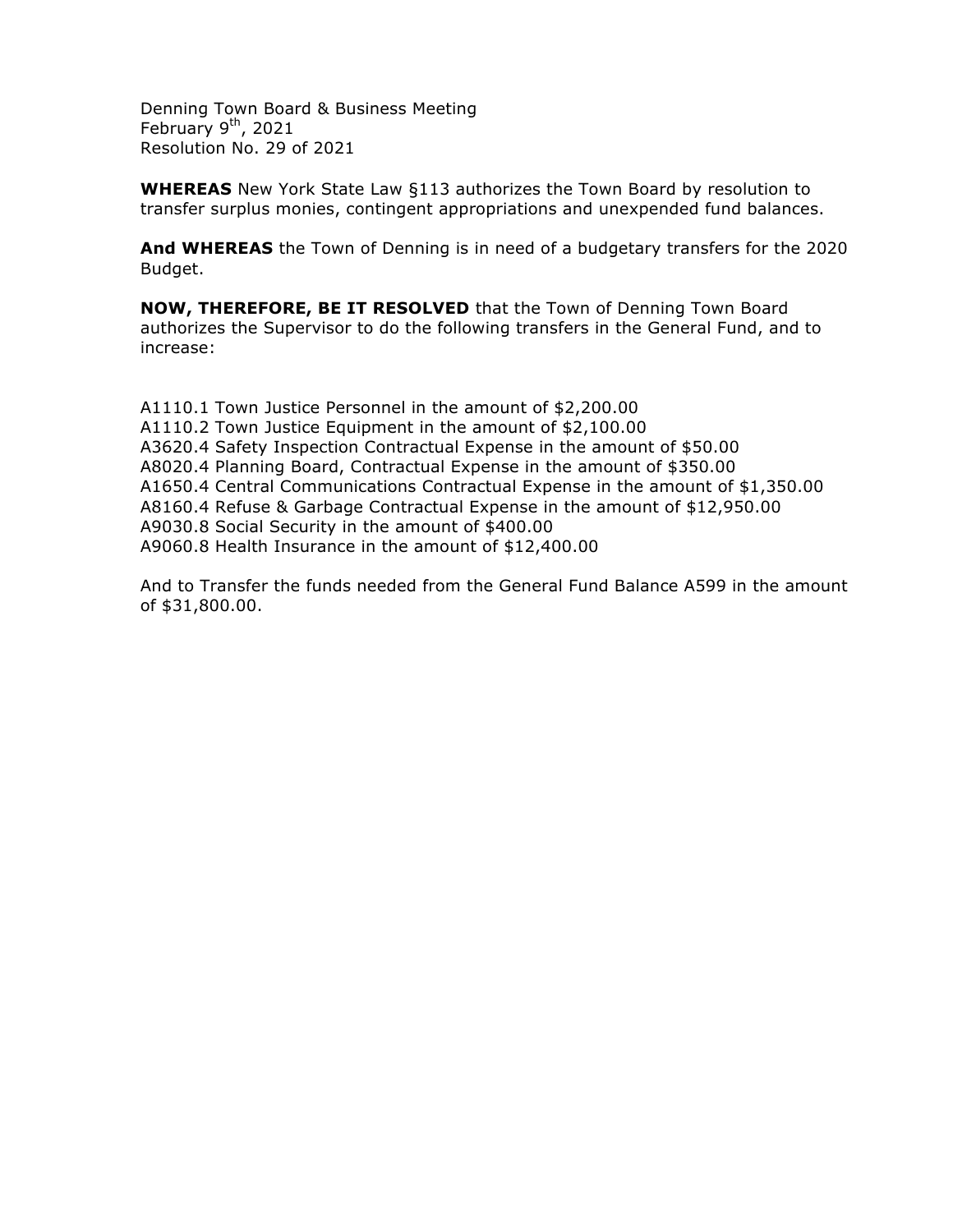Denning Town Board & Business Meeting
February 9th, 2021
Resolution No. 29 of 2021

**WHEREAS** New York State Law §113 authorizes the Town Board by resolution to transfer surplus monies, contingent appropriations and unexpended fund balances.

**And WHEREAS** the Town of Denning is in need of a budgetary transfers for the 2020 Budget.

**NOW, THEREFORE, BE IT RESOLVED** that the Town of Denning Town Board authorizes the Supervisor to do the following transfers in the General Fund, and to increase:

A1110.1 Town Justice Personnel in the amount of $2,200.00
A1110.2 Town Justice Equipment in the amount of $2,100.00
A3620.4 Safety Inspection Contractual Expense in the amount of $50.00
A8020.4 Planning Board, Contractual Expense in the amount of $350.00
A1650.4 Central Communications Contractual Expense in the amount of $1,350.00
A8160.4 Refuse & Garbage Contractual Expense in the amount of $12,950.00
A9030.8 Social Security in the amount of $400.00
A9060.8 Health Insurance in the amount of $12,400.00

And to Transfer the funds needed from the General Fund Balance A599 in the amount of $31,800.00.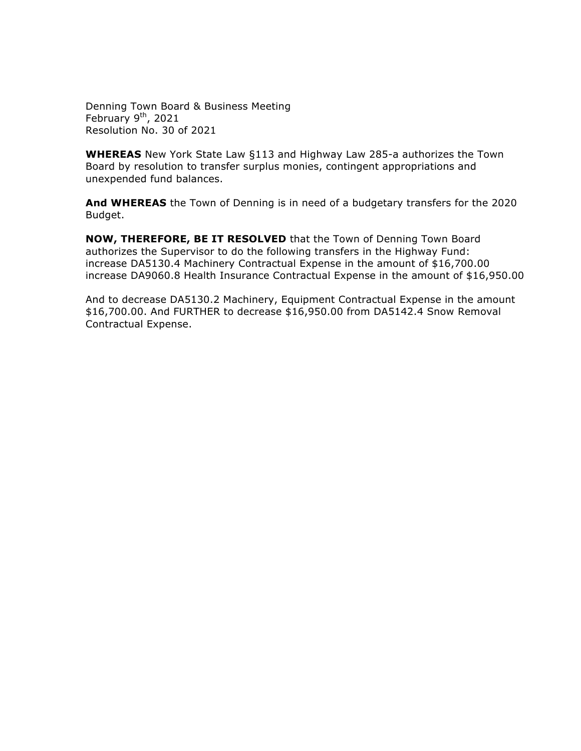Denning Town Board & Business Meeting
February 9th, 2021
Resolution No. 30 of 2021

**WHEREAS** New York State Law §113 and Highway Law 285-a authorizes the Town Board by resolution to transfer surplus monies, contingent appropriations and unexpended fund balances.

**And WHEREAS** the Town of Denning is in need of a budgetary transfers for the 2020 Budget.

**NOW, THEREFORE, BE IT RESOLVED** that the Town of Denning Town Board authorizes the Supervisor to do the following transfers in the Highway Fund:
increase DA5130.4 Machinery Contractual Expense in the amount of $16,700.00
increase DA9060.8 Health Insurance Contractual Expense in the amount of $16,950.00

And to decrease DA5130.2 Machinery, Equipment Contractual Expense in the amount $16,700.00. And FURTHER to decrease $16,950.00 from DA5142.4 Snow Removal Contractual Expense.